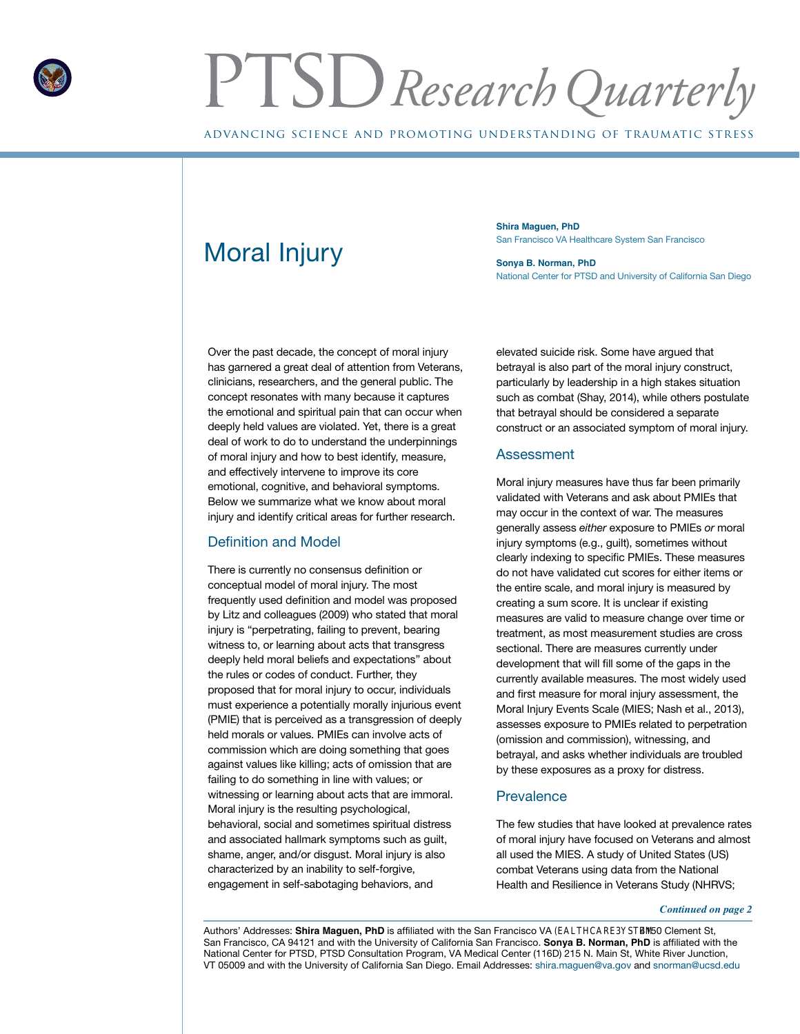# PTSD Research Quarterly

ADVANCING SCIENCE AND PROMOTING UNDERSTANDING OF TRAUMATIC STRESS

## Moral Injury

**Shira Maguen, PhD**
San Francisco VA Healthcare System San Francisco

**Sonya B. Norman, PhD**
National Center for PTSD and University of California San Diego

Over the past decade, the concept of moral injury has garnered a great deal of attention from Veterans, clinicians, researchers, and the general public. The concept resonates with many because it captures the emotional and spiritual pain that can occur when deeply held values are violated. Yet, there is a great deal of work to do to understand the underpinnings of moral injury and how to best identify, measure, and effectively intervene to improve its core emotional, cognitive, and behavioral symptoms. Below we summarize what we know about moral injury and identify critical areas for further research.

### Definition and Model

There is currently no consensus definition or conceptual model of moral injury. The most frequently used definition and model was proposed by Litz and colleagues (2009) who stated that moral injury is "perpetrating, failing to prevent, bearing witness to, or learning about acts that transgress deeply held moral beliefs and expectations" about the rules or codes of conduct. Further, they proposed that for moral injury to occur, individuals must experience a potentially morally injurious event (PMIE) that is perceived as a transgression of deeply held morals or values. PMIEs can involve acts of commission which are doing something that goes against values like killing; acts of omission that are failing to do something in line with values; or witnessing or learning about acts that are immoral. Moral injury is the resulting psychological, behavioral, social and sometimes spiritual distress and associated hallmark symptoms such as guilt, shame, anger, and/or disgust. Moral injury is also characterized by an inability to self-forgive, engagement in self-sabotaging behaviors, and elevated suicide risk. Some have argued that betrayal is also part of the moral injury construct, particularly by leadership in a high stakes situation such as combat (Shay, 2014), while others postulate that betrayal should be considered a separate construct or an associated symptom of moral injury.

### Assessment

Moral injury measures have thus far been primarily validated with Veterans and ask about PMIEs that may occur in the context of war. The measures generally assess *either* exposure to PMIEs *or* moral injury symptoms (e.g., guilt), sometimes without clearly indexing to specific PMIEs. These measures do not have validated cut scores for either items or the entire scale, and moral injury is measured by creating a sum score. It is unclear if existing measures are valid to measure change over time or treatment, as most measurement studies are cross sectional. There are measures currently under development that will fill some of the gaps in the currently available measures. The most widely used and first measure for moral injury assessment, the Moral Injury Events Scale (MIES; Nash et al., 2013), assesses exposure to PMIEs related to perpetration (omission and commission), witnessing, and betrayal, and asks whether individuals are troubled by these exposures as a proxy for distress.

### Prevalence

The few studies that have looked at prevalence rates of moral injury have focused on Veterans and almost all used the MIES. A study of United States (US) combat Veterans using data from the National Health and Resilience in Veterans Study (NHRVS;

*Continued on page 2*

Authors' Addresses: **Shira Maguen, PhD** is affiliated with the San Francisco VA Healthcare System, 4150 Clement St, San Francisco, CA 94121 and with the University of California San Francisco. **Sonya B. Norman, PhD** is affiliated with the National Center for PTSD, PTSD Consultation Program, VA Medical Center (116D) 215 N. Main St, White River Junction, VT 05009 and with the University of California San Diego. Email Addresses: shira.maguen@va.gov and snorman@ucsd.edu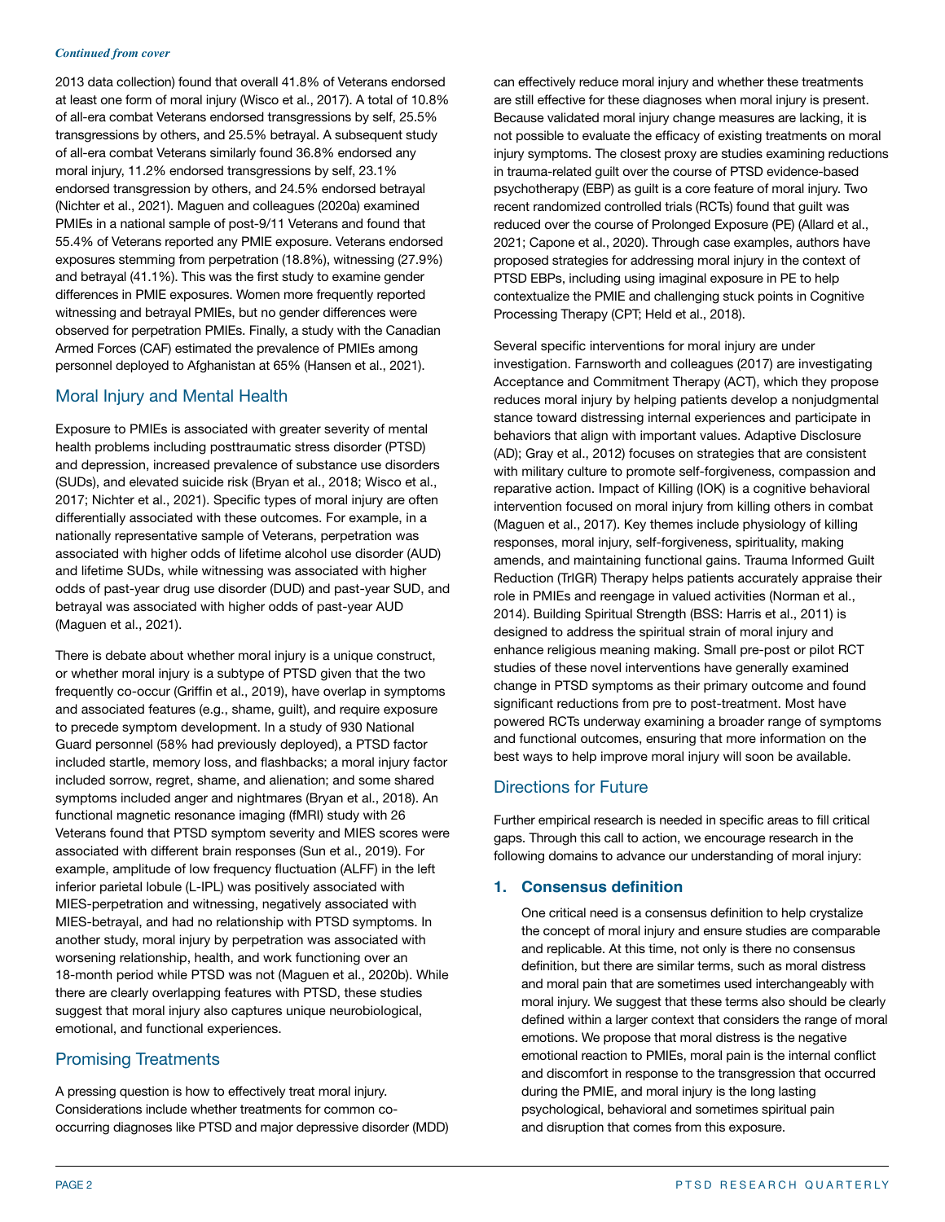*Continued from cover*

2013 data collection) found that overall 41.8% of Veterans endorsed at least one form of moral injury (Wisco et al., 2017). A total of 10.8% of all-era combat Veterans endorsed transgressions by self, 25.5% transgressions by others, and 25.5% betrayal. A subsequent study of all-era combat Veterans similarly found 36.8% endorsed any moral injury, 11.2% endorsed transgressions by self, 23.1% endorsed transgression by others, and 24.5% endorsed betrayal (Nichter et al., 2021). Maguen and colleagues (2020a) examined PMIEs in a national sample of post-9/11 Veterans and found that 55.4% of Veterans reported any PMIE exposure. Veterans endorsed exposures stemming from perpetration (18.8%), witnessing (27.9%) and betrayal (41.1%). This was the first study to examine gender differences in PMIE exposures. Women more frequently reported witnessing and betrayal PMIEs, but no gender differences were observed for perpetration PMIEs. Finally, a study with the Canadian Armed Forces (CAF) estimated the prevalence of PMIEs among personnel deployed to Afghanistan at 65% (Hansen et al., 2021).

## Moral Injury and Mental Health

Exposure to PMIEs is associated with greater severity of mental health problems including posttraumatic stress disorder (PTSD) and depression, increased prevalence of substance use disorders (SUDs), and elevated suicide risk (Bryan et al., 2018; Wisco et al., 2017; Nichter et al., 2021). Specific types of moral injury are often differentially associated with these outcomes. For example, in a nationally representative sample of Veterans, perpetration was associated with higher odds of lifetime alcohol use disorder (AUD) and lifetime SUDs, while witnessing was associated with higher odds of past-year drug use disorder (DUD) and past-year SUD, and betrayal was associated with higher odds of past-year AUD (Maguen et al., 2021).

There is debate about whether moral injury is a unique construct, or whether moral injury is a subtype of PTSD given that the two frequently co-occur (Griffin et al., 2019), have overlap in symptoms and associated features (e.g., shame, guilt), and require exposure to precede symptom development. In a study of 930 National Guard personnel (58% had previously deployed), a PTSD factor included startle, memory loss, and flashbacks; a moral injury factor included sorrow, regret, shame, and alienation; and some shared symptoms included anger and nightmares (Bryan et al., 2018). An functional magnetic resonance imaging (fMRI) study with 26 Veterans found that PTSD symptom severity and MIES scores were associated with different brain responses (Sun et al., 2019). For example, amplitude of low frequency fluctuation (ALFF) in the left inferior parietal lobule (L-IPL) was positively associated with MIES-perpetration and witnessing, negatively associated with MIES-betrayal, and had no relationship with PTSD symptoms. In another study, moral injury by perpetration was associated with worsening relationship, health, and work functioning over an 18-month period while PTSD was not (Maguen et al., 2020b). While there are clearly overlapping features with PTSD, these studies suggest that moral injury also captures unique neurobiological, emotional, and functional experiences.

## Promising Treatments

A pressing question is how to effectively treat moral injury. Considerations include whether treatments for common co-occurring diagnoses like PTSD and major depressive disorder (MDD) can effectively reduce moral injury and whether these treatments are still effective for these diagnoses when moral injury is present. Because validated moral injury change measures are lacking, it is not possible to evaluate the efficacy of existing treatments on moral injury symptoms. The closest proxy are studies examining reductions in trauma-related guilt over the course of PTSD evidence-based psychotherapy (EBP) as guilt is a core feature of moral injury. Two recent randomized controlled trials (RCTs) found that guilt was reduced over the course of Prolonged Exposure (PE) (Allard et al., 2021; Capone et al., 2020). Through case examples, authors have proposed strategies for addressing moral injury in the context of PTSD EBPs, including using imaginal exposure in PE to help contextualize the PMIE and challenging stuck points in Cognitive Processing Therapy (CPT; Held et al., 2018).

Several specific interventions for moral injury are under investigation. Farnsworth and colleagues (2017) are investigating Acceptance and Commitment Therapy (ACT), which they propose reduces moral injury by helping patients develop a nonjudgmental stance toward distressing internal experiences and participate in behaviors that align with important values. Adaptive Disclosure (AD); Gray et al., 2012) focuses on strategies that are consistent with military culture to promote self-forgiveness, compassion and reparative action. Impact of Killing (IOK) is a cognitive behavioral intervention focused on moral injury from killing others in combat (Maguen et al., 2017). Key themes include physiology of killing responses, moral injury, self-forgiveness, spirituality, making amends, and maintaining functional gains. Trauma Informed Guilt Reduction (TrIGR) Therapy helps patients accurately appraise their role in PMIEs and reengage in valued activities (Norman et al., 2014). Building Spiritual Strength (BSS: Harris et al., 2011) is designed to address the spiritual strain of moral injury and enhance religious meaning making. Small pre-post or pilot RCT studies of these novel interventions have generally examined change in PTSD symptoms as their primary outcome and found significant reductions from pre to post-treatment. Most have powered RCTs underway examining a broader range of symptoms and functional outcomes, ensuring that more information on the best ways to help improve moral injury will soon be available.

## Directions for Future

Further empirical research is needed in specific areas to fill critical gaps. Through this call to action, we encourage research in the following domains to advance our understanding of moral injury:

### 1. Consensus definition

One critical need is a consensus definition to help crystalize the concept of moral injury and ensure studies are comparable and replicable. At this time, not only is there no consensus definition, but there are similar terms, such as moral distress and moral pain that are sometimes used interchangeably with moral injury. We suggest that these terms also should be clearly defined within a larger context that considers the range of moral emotions. We propose that moral distress is the negative emotional reaction to PMIEs, moral pain is the internal conflict and discomfort in response to the transgression that occurred during the PMIE, and moral injury is the long lasting psychological, behavioral and sometimes spiritual pain and disruption that comes from this exposure.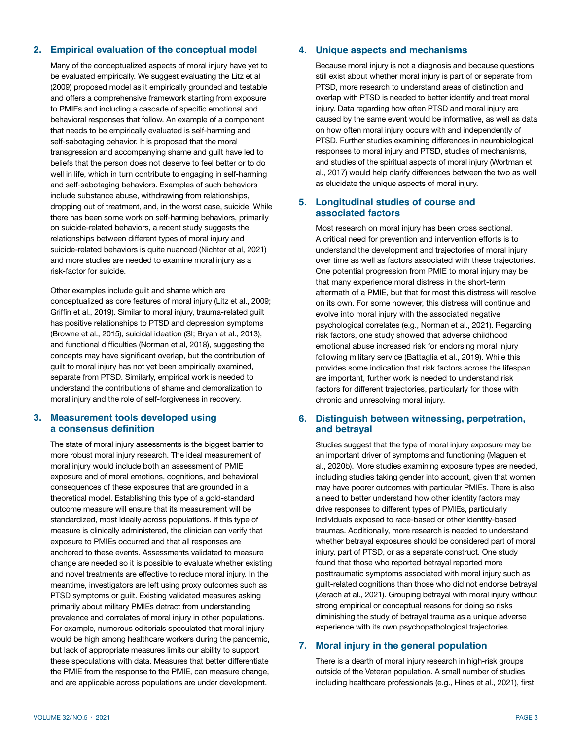## 2. Empirical evaluation of the conceptual model

Many of the conceptualized aspects of moral injury have yet to be evaluated empirically. We suggest evaluating the Litz et al (2009) proposed model as it empirically grounded and testable and offers a comprehensive framework starting from exposure to PMIEs and including a cascade of specific emotional and behavioral responses that follow. An example of a component that needs to be empirically evaluated is self-harming and self-sabotaging behavior. It is proposed that the moral transgression and accompanying shame and guilt have led to beliefs that the person does not deserve to feel better or to do well in life, which in turn contribute to engaging in self-harming and self-sabotaging behaviors. Examples of such behaviors include substance abuse, withdrawing from relationships, dropping out of treatment, and, in the worst case, suicide. While there has been some work on self-harming behaviors, primarily on suicide-related behaviors, a recent study suggests the relationships between different types of moral injury and suicide-related behaviors is quite nuanced (Nichter et al, 2021) and more studies are needed to examine moral injury as a risk-factor for suicide.

Other examples include guilt and shame which are conceptualized as core features of moral injury (Litz et al., 2009; Griffin et al., 2019). Similar to moral injury, trauma-related guilt has positive relationships to PTSD and depression symptoms (Browne et al., 2015), suicidal ideation (SI; Bryan et al., 2013), and functional difficulties (Norman et al, 2018), suggesting the concepts may have significant overlap, but the contribution of guilt to moral injury has not yet been empirically examined, separate from PTSD. Similarly, empirical work is needed to understand the contributions of shame and demoralization to moral injury and the role of self-forgiveness in recovery.

## 3. Measurement tools developed using a consensus definition

The state of moral injury assessments is the biggest barrier to more robust moral injury research. The ideal measurement of moral injury would include both an assessment of PMIE exposure and of moral emotions, cognitions, and behavioral consequences of these exposures that are grounded in a theoretical model. Establishing this type of a gold-standard outcome measure will ensure that its measurement will be standardized, most ideally across populations. If this type of measure is clinically administered, the clinician can verify that exposure to PMIEs occurred and that all responses are anchored to these events. Assessments validated to measure change are needed so it is possible to evaluate whether existing and novel treatments are effective to reduce moral injury. In the meantime, investigators are left using proxy outcomes such as PTSD symptoms or guilt. Existing validated measures asking primarily about military PMIEs detract from understanding prevalence and correlates of moral injury in other populations. For example, numerous editorials speculated that moral injury would be high among healthcare workers during the pandemic, but lack of appropriate measures limits our ability to support these speculations with data. Measures that better differentiate the PMIE from the response to the PMIE, can measure change, and are applicable across populations are under development.

## 4. Unique aspects and mechanisms

Because moral injury is not a diagnosis and because questions still exist about whether moral injury is part of or separate from PTSD, more research to understand areas of distinction and overlap with PTSD is needed to better identify and treat moral injury. Data regarding how often PTSD and moral injury are caused by the same event would be informative, as well as data on how often moral injury occurs with and independently of PTSD. Further studies examining differences in neurobiological responses to moral injury and PTSD, studies of mechanisms, and studies of the spiritual aspects of moral injury (Wortman et al., 2017) would help clarify differences between the two as well as elucidate the unique aspects of moral injury.

## 5. Longitudinal studies of course and associated factors

Most research on moral injury has been cross sectional. A critical need for prevention and intervention efforts is to understand the development and trajectories of moral injury over time as well as factors associated with these trajectories. One potential progression from PMIE to moral injury may be that many experience moral distress in the short-term aftermath of a PMIE, but that for most this distress will resolve on its own. For some however, this distress will continue and evolve into moral injury with the associated negative psychological correlates (e.g., Norman et al., 2021). Regarding risk factors, one study showed that adverse childhood emotional abuse increased risk for endorsing moral injury following military service (Battaglia et al., 2019). While this provides some indication that risk factors across the lifespan are important, further work is needed to understand risk factors for different trajectories, particularly for those with chronic and unresolving moral injury.

## 6. Distinguish between witnessing, perpetration, and betrayal

Studies suggest that the type of moral injury exposure may be an important driver of symptoms and functioning (Maguen et al., 2020b). More studies examining exposure types are needed, including studies taking gender into account, given that women may have poorer outcomes with particular PMIEs. There is also a need to better understand how other identity factors may drive responses to different types of PMIEs, particularly individuals exposed to race-based or other identity-based traumas. Additionally, more research is needed to understand whether betrayal exposures should be considered part of moral injury, part of PTSD, or as a separate construct. One study found that those who reported betrayal reported more posttraumatic symptoms associated with moral injury such as guilt-related cognitions than those who did not endorse betrayal (Zerach at al., 2021). Grouping betrayal with moral injury without strong empirical or conceptual reasons for doing so risks diminishing the study of betrayal trauma as a unique adverse experience with its own psychopathological trajectories.

## 7. Moral injury in the general population

There is a dearth of moral injury research in high-risk groups outside of the Veteran population. A small number of studies including healthcare professionals (e.g., Hines et al., 2021), first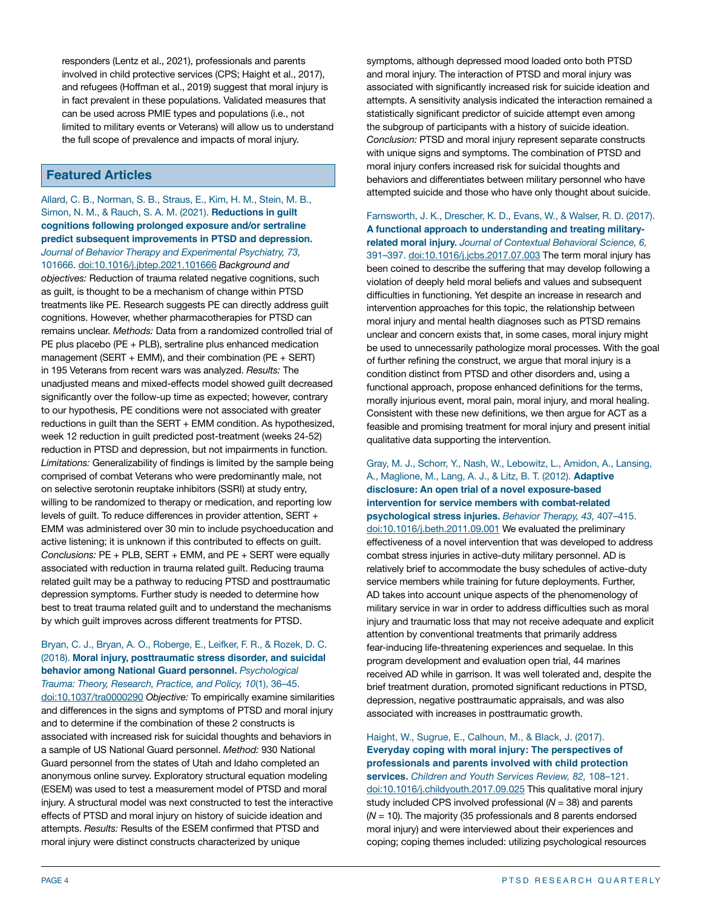responders (Lentz et al., 2021), professionals and parents involved in child protective services (CPS; Haight et al., 2017), and refugees (Hoffman et al., 2019) suggest that moral injury is in fact prevalent in these populations. Validated measures that can be used across PMIE types and populations (i.e., not limited to military events or Veterans) will allow us to understand the full scope of prevalence and impacts of moral injury.

## Featured Articles

Allard, C. B., Norman, S. B., Straus, E., Kim, H. M., Stein, M. B., Simon, N. M., & Rauch, S. A. M. (2021). **Reductions in guilt cognitions following prolonged exposure and/or sertraline predict subsequent improvements in PTSD and depression.** *Journal of Behavior Therapy and Experimental Psychiatry, 73,* 101666. doi:10.1016/j.jbtep.2021.101666 *Background and objectives:* Reduction of trauma related negative cognitions, such as guilt, is thought to be a mechanism of change within PTSD treatments like PE. Research suggests PE can directly address guilt cognitions. However, whether pharmacotherapies for PTSD can remains unclear. *Methods:* Data from a randomized controlled trial of PE plus placebo (PE + PLB), sertraline plus enhanced medication management (SERT + EMM), and their combination (PE + SERT) in 195 Veterans from recent wars was analyzed. *Results:* The unadjusted means and mixed-effects model showed guilt decreased significantly over the follow-up time as expected; however, contrary to our hypothesis, PE conditions were not associated with greater reductions in guilt than the SERT + EMM condition. As hypothesized, week 12 reduction in guilt predicted post-treatment (weeks 24-52) reduction in PTSD and depression, but not impairments in function. *Limitations:* Generalizability of findings is limited by the sample being comprised of combat Veterans who were predominantly male, not on selective serotonin reuptake inhibitors (SSRI) at study entry, willing to be randomized to therapy or medication, and reporting low levels of guilt. To reduce differences in provider attention, SERT + EMM was administered over 30 min to include psychoeducation and active listening; it is unknown if this contributed to effects on guilt. *Conclusions:* PE + PLB, SERT + EMM, and PE + SERT were equally associated with reduction in trauma related guilt. Reducing trauma related guilt may be a pathway to reducing PTSD and posttraumatic depression symptoms. Further study is needed to determine how best to treat trauma related guilt and to understand the mechanisms by which guilt improves across different treatments for PTSD.

Bryan, C. J., Bryan, A. O., Roberge, E., Leifker, F. R., & Rozek, D. C. (2018). **Moral injury, posttraumatic stress disorder, and suicidal behavior among National Guard personnel.** *Psychological Trauma: Theory, Research, Practice, and Policy, 10*(1), 36–45. doi:10.1037/tra0000290 *Objective:* To empirically examine similarities and differences in the signs and symptoms of PTSD and moral injury and to determine if the combination of these 2 constructs is associated with increased risk for suicidal thoughts and behaviors in a sample of US National Guard personnel. *Method:* 930 National Guard personnel from the states of Utah and Idaho completed an anonymous online survey. Exploratory structural equation modeling (ESEM) was used to test a measurement model of PTSD and moral injury. A structural model was next constructed to test the interactive effects of PTSD and moral injury on history of suicide ideation and attempts. *Results:* Results of the ESEM confirmed that PTSD and moral injury were distinct constructs characterized by unique symptoms, although depressed mood loaded onto both PTSD and moral injury. The interaction of PTSD and moral injury was associated with significantly increased risk for suicide ideation and attempts. A sensitivity analysis indicated the interaction remained a statistically significant predictor of suicide attempt even among the subgroup of participants with a history of suicide ideation. *Conclusion:* PTSD and moral injury represent separate constructs with unique signs and symptoms. The combination of PTSD and moral injury confers increased risk for suicidal thoughts and behaviors and differentiates between military personnel who have attempted suicide and those who have only thought about suicide.

Farnsworth, J. K., Drescher, K. D., Evans, W., & Walser, R. D. (2017). **A functional approach to understanding and treating military-related moral injury.** *Journal of Contextual Behavioral Science, 6,* 391–397. doi:10.1016/j.jcbs.2017.07.003 The term moral injury has been coined to describe the suffering that may develop following a violation of deeply held moral beliefs and values and subsequent difficulties in functioning. Yet despite an increase in research and intervention approaches for this topic, the relationship between moral injury and mental health diagnoses such as PTSD remains unclear and concern exists that, in some cases, moral injury might be used to unnecessarily pathologize moral processes. With the goal of further refining the construct, we argue that moral injury is a condition distinct from PTSD and other disorders and, using a functional approach, propose enhanced definitions for the terms, morally injurious event, moral pain, moral injury, and moral healing. Consistent with these new definitions, we then argue for ACT as a feasible and promising treatment for moral injury and present initial qualitative data supporting the intervention.

Gray, M. J., Schorr, Y., Nash, W., Lebowitz, L., Amidon, A., Lansing, A., Maglione, M., Lang, A. J., & Litz, B. T. (2012). **Adaptive disclosure: An open trial of a novel exposure-based intervention for service members with combat-related psychological stress injuries.** *Behavior Therapy, 43,* 407–415. doi:10.1016/j.beth.2011.09.001 We evaluated the preliminary effectiveness of a novel intervention that was developed to address combat stress injuries in active-duty military personnel. AD is relatively brief to accommodate the busy schedules of active-duty service members while training for future deployments. Further, AD takes into account unique aspects of the phenomenology of military service in war in order to address difficulties such as moral injury and traumatic loss that may not receive adequate and explicit attention by conventional treatments that primarily address fear-inducing life-threatening experiences and sequelae. In this program development and evaluation open trial, 44 marines received AD while in garrison. It was well tolerated and, despite the brief treatment duration, promoted significant reductions in PTSD, depression, negative posttraumatic appraisals, and was also associated with increases in posttraumatic growth.

Haight, W., Sugrue, E., Calhoun, M., & Black, J. (2017). **Everyday coping with moral injury: The perspectives of professionals and parents involved with child protection services.** *Children and Youth Services Review, 82,* 108–121. doi:10.1016/j.childyouth.2017.09.025 This qualitative moral injury study included CPS involved professional (*N* = 38) and parents (*N* = 10). The majority (35 professionals and 8 parents endorsed moral injury) and were interviewed about their experiences and coping; coping themes included: utilizing psychological resources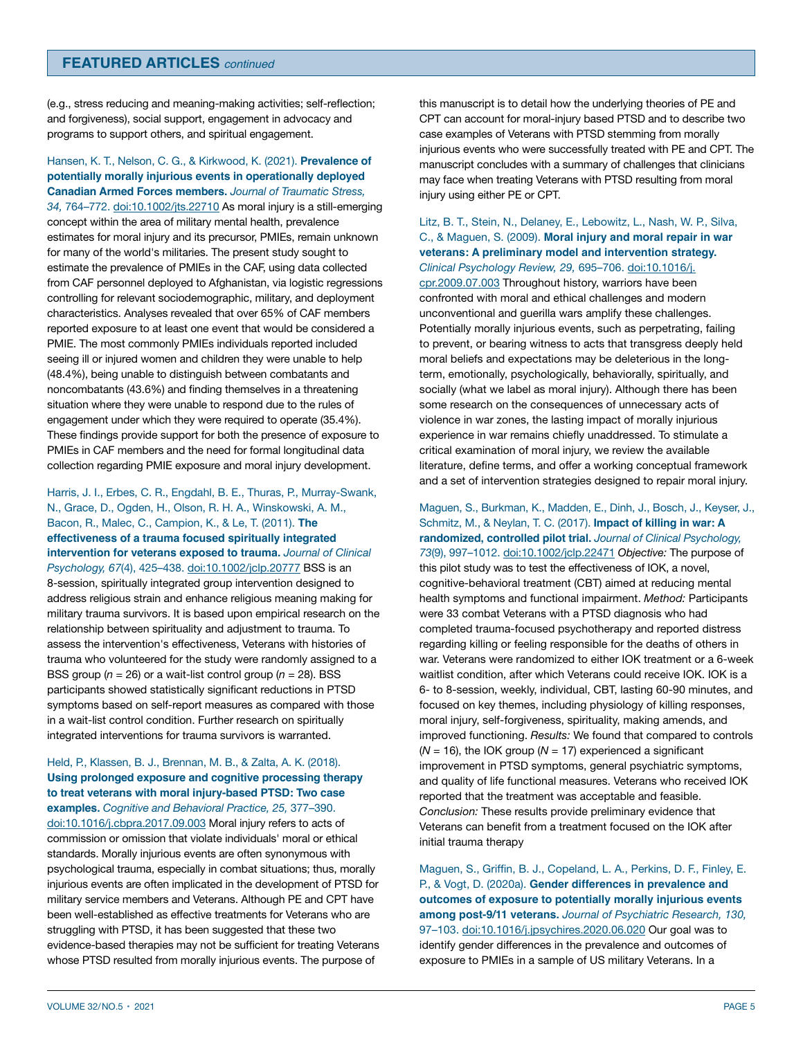(e.g., stress reducing and meaning-making activities; self-reflection; and forgiveness), social support, engagement in advocacy and programs to support others, and spiritual engagement.

Hansen, K. T., Nelson, C. G., & Kirkwood, K. (2021). **Prevalence of potentially morally injurious events in operationally deployed Canadian Armed Forces members.** *Journal of Traumatic Stress, 34,* 764–772. doi:10.1002/jts.22710 As moral injury is a still-emerging concept within the area of military mental health, prevalence estimates for moral injury and its precursor, PMIEs, remain unknown for many of the world's militaries. The present study sought to estimate the prevalence of PMIEs in the CAF, using data collected from CAF personnel deployed to Afghanistan, via logistic regressions controlling for relevant sociodemographic, military, and deployment characteristics. Analyses revealed that over 65% of CAF members reported exposure to at least one event that would be considered a PMIE. The most commonly PMIEs individuals reported included seeing ill or injured women and children they were unable to help (48.4%), being unable to distinguish between combatants and noncombatants (43.6%) and finding themselves in a threatening situation where they were unable to respond due to the rules of engagement under which they were required to operate (35.4%). These findings provide support for both the presence of exposure to PMIEs in CAF members and the need for formal longitudinal data collection regarding PMIE exposure and moral injury development.

Harris, J. I., Erbes, C. R., Engdahl, B. E., Thuras, P., Murray-Swank, N., Grace, D., Ogden, H., Olson, R. H. A., Winskowski, A. M., Bacon, R., Malec, C., Campion, K., & Le, T. (2011). **The effectiveness of a trauma focused spiritually integrated intervention for veterans exposed to trauma.** *Journal of Clinical Psychology, 67*(4), 425–438. doi:10.1002/jclp.20777 BSS is an 8-session, spiritually integrated group intervention designed to address religious strain and enhance religious meaning making for military trauma survivors. It is based upon empirical research on the relationship between spirituality and adjustment to trauma. To assess the intervention's effectiveness, Veterans with histories of trauma who volunteered for the study were randomly assigned to a BSS group ($n$ = 26) or a wait-list control group ($n$ = 28). BSS participants showed statistically significant reductions in PTSD symptoms based on self-report measures as compared with those in a wait-list control condition. Further research on spiritually integrated interventions for trauma survivors is warranted.

Held, P., Klassen, B. J., Brennan, M. B., & Zalta, A. K. (2018). **Using prolonged exposure and cognitive processing therapy to treat veterans with moral injury-based PTSD: Two case examples.** *Cognitive and Behavioral Practice, 25,* 377–390. doi:10.1016/j.cbpra.2017.09.003 Moral injury refers to acts of commission or omission that violate individuals' moral or ethical standards. Morally injurious events are often synonymous with psychological trauma, especially in combat situations; thus, morally injurious events are often implicated in the development of PTSD for military service members and Veterans. Although PE and CPT have been well-established as effective treatments for Veterans who are struggling with PTSD, it has been suggested that these two evidence-based therapies may not be sufficient for treating Veterans whose PTSD resulted from morally injurious events. The purpose of this manuscript is to detail how the underlying theories of PE and CPT can account for moral-injury based PTSD and to describe two case examples of Veterans with PTSD stemming from morally injurious events who were successfully treated with PE and CPT. The manuscript concludes with a summary of challenges that clinicians may face when treating Veterans with PTSD resulting from moral injury using either PE or CPT.

Litz, B. T., Stein, N., Delaney, E., Lebowitz, L., Nash, W. P., Silva, C., & Maguen, S. (2009). **Moral injury and moral repair in war veterans: A preliminary model and intervention strategy.** *Clinical Psychology Review, 29,* 695–706. doi:10.1016/j.cpr.2009.07.003 Throughout history, warriors have been confronted with moral and ethical challenges and modern unconventional and guerilla wars amplify these challenges. Potentially morally injurious events, such as perpetrating, failing to prevent, or bearing witness to acts that transgress deeply held moral beliefs and expectations may be deleterious in the long-term, emotionally, psychologically, behaviorally, spiritually, and socially (what we label as moral injury). Although there has been some research on the consequences of unnecessary acts of violence in war zones, the lasting impact of morally injurious experience in war remains chiefly unaddressed. To stimulate a critical examination of moral injury, we review the available literature, define terms, and offer a working conceptual framework and a set of intervention strategies designed to repair moral injury.

Maguen, S., Burkman, K., Madden, E., Dinh, J., Bosch, J., Keyser, J., Schmitz, M., & Neylan, T. C. (2017). **Impact of killing in war: A randomized, controlled pilot trial.** *Journal of Clinical Psychology, 73*(9), 997–1012. doi:10.1002/jclp.22471 *Objective:* The purpose of this pilot study was to test the effectiveness of IOK, a novel, cognitive-behavioral treatment (CBT) aimed at reducing mental health symptoms and functional impairment. *Method:* Participants were 33 combat Veterans with a PTSD diagnosis who had completed trauma-focused psychotherapy and reported distress regarding killing or feeling responsible for the deaths of others in war. Veterans were randomized to either IOK treatment or a 6-week waitlist condition, after which Veterans could receive IOK. IOK is a 6- to 8-session, weekly, individual, CBT, lasting 60-90 minutes, and focused on key themes, including physiology of killing responses, moral injury, self-forgiveness, spirituality, making amends, and improved functioning. *Results:* We found that compared to controls ($N$ = 16), the IOK group ($N$ = 17) experienced a significant improvement in PTSD symptoms, general psychiatric symptoms, and quality of life functional measures. Veterans who received IOK reported that the treatment was acceptable and feasible. *Conclusion:* These results provide preliminary evidence that Veterans can benefit from a treatment focused on the IOK after initial trauma therapy

Maguen, S., Griffin, B. J., Copeland, L. A., Perkins, D. F., Finley, E. P., & Vogt, D. (2020a). **Gender differences in prevalence and outcomes of exposure to potentially morally injurious events among post-9/11 veterans.** *Journal of Psychiatric Research, 130,* 97–103. doi:10.1016/j.jpsychires.2020.06.020 Our goal was to identify gender differences in the prevalence and outcomes of exposure to PMIEs in a sample of US military Veterans. In a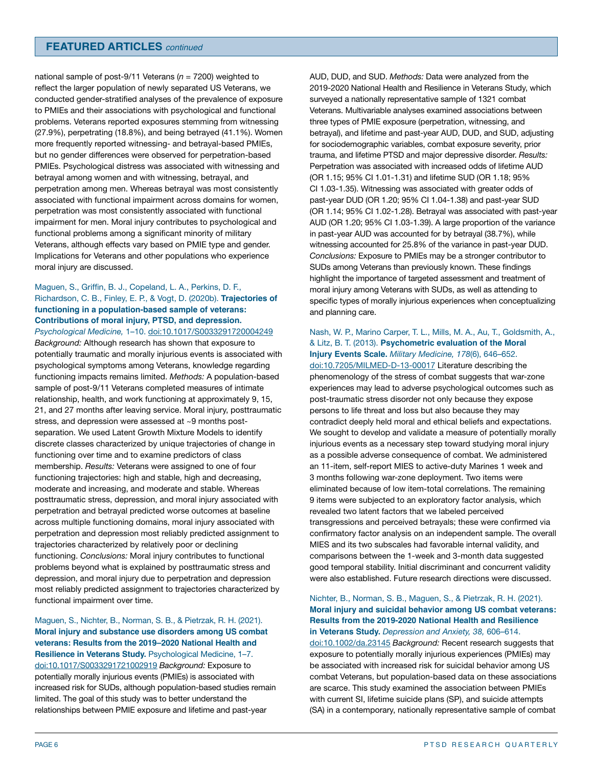national sample of post-9/11 Veterans (*n* = 7200) weighted to reflect the larger population of newly separated US Veterans, we conducted gender-stratified analyses of the prevalence of exposure to PMIEs and their associations with psychological and functional problems. Veterans reported exposures stemming from witnessing (27.9%), perpetrating (18.8%), and being betrayed (41.1%). Women more frequently reported witnessing- and betrayal-based PMIEs, but no gender differences were observed for perpetration-based PMIEs. Psychological distress was associated with witnessing and betrayal among women and with witnessing, betrayal, and perpetration among men. Whereas betrayal was most consistently associated with functional impairment across domains for women, perpetration was most consistently associated with functional impairment for men. Moral injury contributes to psychological and functional problems among a significant minority of military Veterans, although effects vary based on PMIE type and gender. Implications for Veterans and other populations who experience moral injury are discussed.

Maguen, S., Griffin, B. J., Copeland, L. A., Perkins, D. F., Richardson, C. B., Finley, E. P., & Vogt, D. (2020b). **Trajectories of functioning in a population-based sample of veterans: Contributions of moral injury, PTSD, and depression.** *Psychological Medicine,* 1–10. doi:10.1017/S0033291720004249 *Background:* Although research has shown that exposure to potentially traumatic and morally injurious events is associated with psychological symptoms among Veterans, knowledge regarding functioning impacts remains limited. *Methods:* A population-based sample of post-9/11 Veterans completed measures of intimate relationship, health, and work functioning at approximately 9, 15, 21, and 27 months after leaving service. Moral injury, posttraumatic stress, and depression were assessed at ~9 months post-separation. We used Latent Growth Mixture Models to identify discrete classes characterized by unique trajectories of change in functioning over time and to examine predictors of class membership. *Results:* Veterans were assigned to one of four functioning trajectories: high and stable, high and decreasing, moderate and increasing, and moderate and stable. Whereas posttraumatic stress, depression, and moral injury associated with perpetration and betrayal predicted worse outcomes at baseline across multiple functioning domains, moral injury associated with perpetration and depression most reliably predicted assignment to trajectories characterized by relatively poor or declining functioning. *Conclusions:* Moral injury contributes to functional problems beyond what is explained by posttraumatic stress and depression, and moral injury due to perpetration and depression most reliably predicted assignment to trajectories characterized by functional impairment over time.

Maguen, S., Nichter, B., Norman, S. B., & Pietrzak, R. H. (2021). **Moral injury and substance use disorders among US combat veterans: Results from the 2019–2020 National Health and Resilience in Veterans Study.** Psychological Medicine, 1–7. doi:10.1017/S0033291721002919 *Background:* Exposure to potentially morally injurious events (PMIEs) is associated with increased risk for SUDs, although population-based studies remain limited. The goal of this study was to better understand the relationships between PMIE exposure and lifetime and past-year AUD, DUD, and SUD. *Methods:* Data were analyzed from the 2019-2020 National Health and Resilience in Veterans Study, which surveyed a nationally representative sample of 1321 combat Veterans. Multivariable analyses examined associations between three types of PMIE exposure (perpetration, witnessing, and betrayal), and lifetime and past-year AUD, DUD, and SUD, adjusting for sociodemographic variables, combat exposure severity, prior trauma, and lifetime PTSD and major depressive disorder. *Results:* Perpetration was associated with increased odds of lifetime AUD (OR 1.15; 95% CI 1.01-1.31) and lifetime SUD (OR 1.18; 95% CI 1.03-1.35). Witnessing was associated with greater odds of past-year DUD (OR 1.20; 95% CI 1.04-1.38) and past-year SUD (OR 1.14; 95% CI 1.02-1.28). Betrayal was associated with past-year AUD (OR 1.20; 95% CI 1.03-1.39). A large proportion of the variance in past-year AUD was accounted for by betrayal (38.7%), while witnessing accounted for 25.8% of the variance in past-year DUD. *Conclusions:* Exposure to PMIEs may be a stronger contributor to SUDs among Veterans than previously known. These findings highlight the importance of targeted assessment and treatment of moral injury among Veterans with SUDs, as well as attending to specific types of morally injurious experiences when conceptualizing and planning care.

Nash, W. P., Marino Carper, T. L., Mills, M. A., Au, T., Goldsmith, A., & Litz, B. T. (2013). **Psychometric evaluation of the Moral Injury Events Scale.** *Military Medicine, 178*(6), 646–652. doi:10.7205/MILMED-D-13-00017 Literature describing the phenomenology of the stress of combat suggests that war-zone experiences may lead to adverse psychological outcomes such as post-traumatic stress disorder not only because they expose persons to life threat and loss but also because they may contradict deeply held moral and ethical beliefs and expectations. We sought to develop and validate a measure of potentially morally injurious events as a necessary step toward studying moral injury as a possible adverse consequence of combat. We administered an 11-item, self-report MIES to active-duty Marines 1 week and 3 months following war-zone deployment. Two items were eliminated because of low item-total correlations. The remaining 9 items were subjected to an exploratory factor analysis, which revealed two latent factors that we labeled perceived transgressions and perceived betrayals; these were confirmed via confirmatory factor analysis on an independent sample. The overall MIES and its two subscales had favorable internal validity, and comparisons between the 1-week and 3-month data suggested good temporal stability. Initial discriminant and concurrent validity were also established. Future research directions were discussed.

Nichter, B., Norman, S. B., Maguen, S., & Pietrzak, R. H. (2021). **Moral injury and suicidal behavior among US combat veterans: Results from the 2019-2020 National Health and Resilience in Veterans Study.** *Depression and Anxiety, 38,* 606–614. doi:10.1002/da.23145 *Background:* Recent research suggests that exposure to potentially morally injurious experiences (PMIEs) may be associated with increased risk for suicidal behavior among US combat Veterans, but population-based data on these associations are scarce. This study examined the association between PMIEs with current SI, lifetime suicide plans (SP), and suicide attempts (SA) in a contemporary, nationally representative sample of combat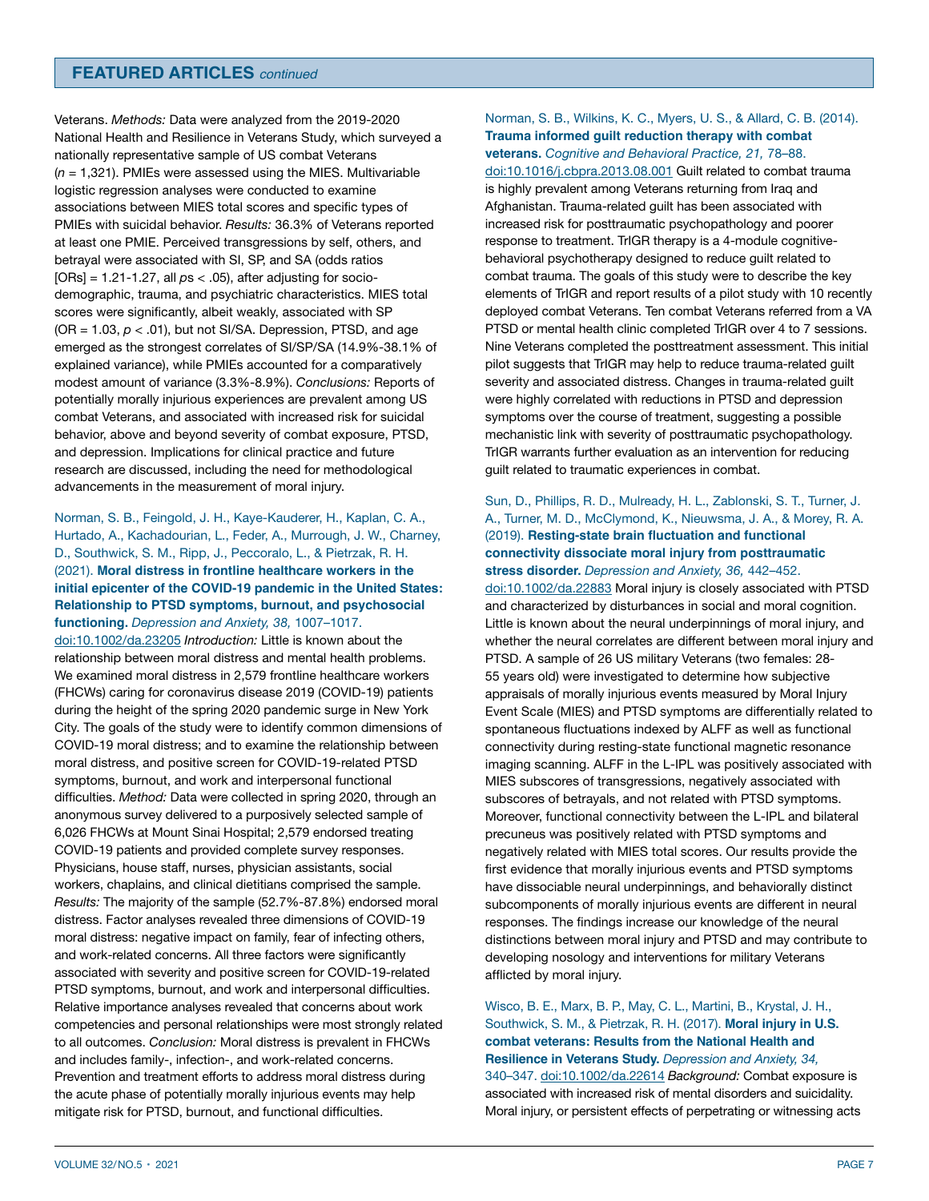## FEATURED ARTICLES *continued*

Veterans. *Methods:* Data were analyzed from the 2019-2020 National Health and Resilience in Veterans Study, which surveyed a nationally representative sample of US combat Veterans ($n$ = 1,321). PMIEs were assessed using the MIES. Multivariable logistic regression analyses were conducted to examine associations between MIES total scores and specific types of PMIEs with suicidal behavior. *Results:* 36.3% of Veterans reported at least one PMIE. Perceived transgressions by self, others, and betrayal were associated with SI, SP, and SA (odds ratios [ORs] = 1.21-1.27, all $p$s < .05), after adjusting for socio-demographic, trauma, and psychiatric characteristics. MIES total scores were significantly, albeit weakly, associated with SP (OR = 1.03, $p$ < .01), but not SI/SA. Depression, PTSD, and age emerged as the strongest correlates of SI/SP/SA (14.9%-38.1% of explained variance), while PMIEs accounted for a comparatively modest amount of variance (3.3%-8.9%). *Conclusions:* Reports of potentially morally injurious experiences are prevalent among US combat Veterans, and associated with increased risk for suicidal behavior, above and beyond severity of combat exposure, PTSD, and depression. Implications for clinical practice and future research are discussed, including the need for methodological advancements in the measurement of moral injury.

Norman, S. B., Feingold, J. H., Kaye-Kauderer, H., Kaplan, C. A., Hurtado, A., Kachadourian, L., Feder, A., Murrough, J. W., Charney, D., Southwick, S. M., Ripp, J., Peccoralo, L., & Pietrzak, R. H. (2021). **Moral distress in frontline healthcare workers in the initial epicenter of the COVID-19 pandemic in the United States: Relationship to PTSD symptoms, burnout, and psychosocial functioning.** *Depression and Anxiety, 38,* 1007–1017. doi:10.1002/da.23205 *Introduction:* Little is known about the relationship between moral distress and mental health problems. We examined moral distress in 2,579 frontline healthcare workers (FHCWs) caring for coronavirus disease 2019 (COVID-19) patients during the height of the spring 2020 pandemic surge in New York City. The goals of the study were to identify common dimensions of COVID-19 moral distress; and to examine the relationship between moral distress, and positive screen for COVID-19-related PTSD symptoms, burnout, and work and interpersonal functional difficulties. *Method:* Data were collected in spring 2020, through an anonymous survey delivered to a purposively selected sample of 6,026 FHCWs at Mount Sinai Hospital; 2,579 endorsed treating COVID-19 patients and provided complete survey responses. Physicians, house staff, nurses, physician assistants, social workers, chaplains, and clinical dietitians comprised the sample. *Results:* The majority of the sample (52.7%-87.8%) endorsed moral distress. Factor analyses revealed three dimensions of COVID-19 moral distress: negative impact on family, fear of infecting others, and work-related concerns. All three factors were significantly associated with severity and positive screen for COVID-19-related PTSD symptoms, burnout, and work and interpersonal difficulties. Relative importance analyses revealed that concerns about work competencies and personal relationships were most strongly related to all outcomes. *Conclusion:* Moral distress is prevalent in FHCWs and includes family-, infection-, and work-related concerns. Prevention and treatment efforts to address moral distress during the acute phase of potentially morally injurious events may help mitigate risk for PTSD, burnout, and functional difficulties.

Norman, S. B., Wilkins, K. C., Myers, U. S., & Allard, C. B. (2014). **Trauma informed guilt reduction therapy with combat veterans.** *Cognitive and Behavioral Practice, 21,* 78–88. doi:10.1016/j.cbpra.2013.08.001 Guilt related to combat trauma is highly prevalent among Veterans returning from Iraq and Afghanistan. Trauma-related guilt has been associated with increased risk for posttraumatic psychopathology and poorer response to treatment. TrIGR therapy is a 4-module cognitive-behavioral psychotherapy designed to reduce guilt related to combat trauma. The goals of this study were to describe the key elements of TrIGR and report results of a pilot study with 10 recently deployed combat Veterans. Ten combat Veterans referred from a VA PTSD or mental health clinic completed TrIGR over 4 to 7 sessions. Nine Veterans completed the posttreatment assessment. This initial pilot suggests that TrIGR may help to reduce trauma-related guilt severity and associated distress. Changes in trauma-related guilt were highly correlated with reductions in PTSD and depression symptoms over the course of treatment, suggesting a possible mechanistic link with severity of posttraumatic psychopathology. TrIGR warrants further evaluation as an intervention for reducing guilt related to traumatic experiences in combat.

Sun, D., Phillips, R. D., Mulready, H. L., Zablonski, S. T., Turner, J. A., Turner, M. D., McClymond, K., Nieuwsma, J. A., & Morey, R. A. (2019). **Resting-state brain fluctuation and functional connectivity dissociate moral injury from posttraumatic stress disorder.** *Depression and Anxiety, 36,* 442–452. doi:10.1002/da.22883 Moral injury is closely associated with PTSD and characterized by disturbances in social and moral cognition. Little is known about the neural underpinnings of moral injury, and whether the neural correlates are different between moral injury and PTSD. A sample of 26 US military Veterans (two females: 28-55 years old) were investigated to determine how subjective appraisals of morally injurious events measured by Moral Injury Event Scale (MIES) and PTSD symptoms are differentially related to spontaneous fluctuations indexed by ALFF as well as functional connectivity during resting-state functional magnetic resonance imaging scanning. ALFF in the L-IPL was positively associated with MIES subscores of transgressions, negatively associated with subscores of betrayals, and not related with PTSD symptoms. Moreover, functional connectivity between the L-IPL and bilateral precuneus was positively related with PTSD symptoms and negatively related with MIES total scores. Our results provide the first evidence that morally injurious events and PTSD symptoms have dissociable neural underpinnings, and behaviorally distinct subcomponents of morally injurious events are different in neural responses. The findings increase our knowledge of the neural distinctions between moral injury and PTSD and may contribute to developing nosology and interventions for military Veterans afflicted by moral injury.

Wisco, B. E., Marx, B. P., May, C. L., Martini, B., Krystal, J. H., Southwick, S. M., & Pietrzak, R. H. (2017). **Moral injury in U.S. combat veterans: Results from the National Health and Resilience in Veterans Study.** *Depression and Anxiety, 34,* 340–347. doi:10.1002/da.22614 *Background:* Combat exposure is associated with increased risk of mental disorders and suicidality. Moral injury, or persistent effects of perpetrating or witnessing acts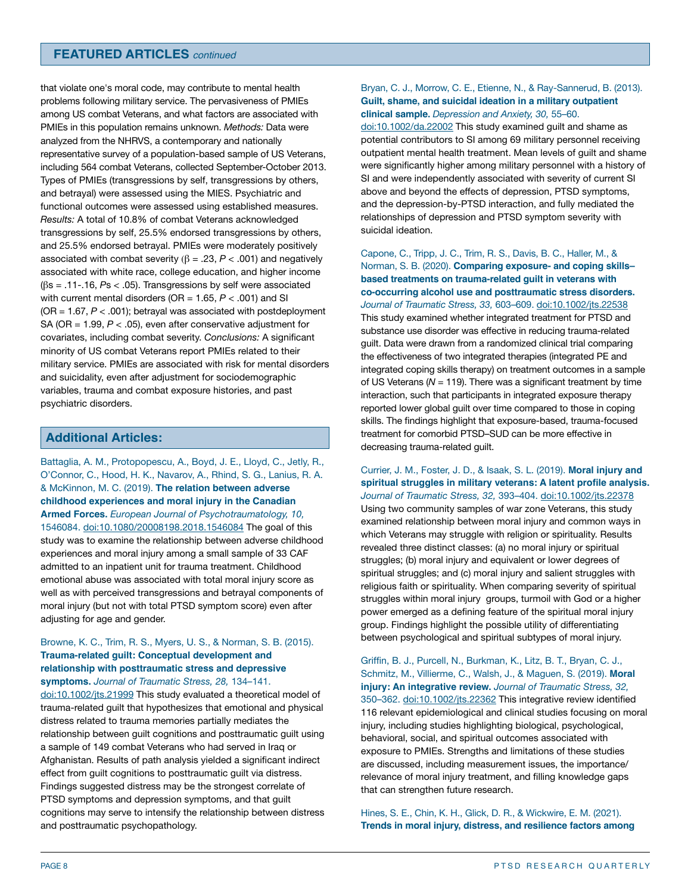that violate one's moral code, may contribute to mental health problems following military service. The pervasiveness of PMIEs among US combat Veterans, and what factors are associated with PMIEs in this population remains unknown. *Methods:* Data were analyzed from the NHRVS, a contemporary and nationally representative survey of a population-based sample of US Veterans, including 564 combat Veterans, collected September-October 2013. Types of PMIEs (transgressions by self, transgressions by others, and betrayal) were assessed using the MIES. Psychiatric and functional outcomes were assessed using established measures. *Results:* A total of 10.8% of combat Veterans acknowledged transgressions by self, 25.5% endorsed transgressions by others, and 25.5% endorsed betrayal. PMIEs were moderately positively associated with combat severity ($\beta$ = .23, $P$ < .001) and negatively associated with white race, college education, and higher income ($\beta$s = .11-.16, $P$s < .05). Transgressions by self were associated with current mental disorders (OR = 1.65, $P$ < .001) and SI (OR = 1.67, $P$ < .001); betrayal was associated with postdeployment SA (OR = 1.99, $P$ < .05), even after conservative adjustment for covariates, including combat severity. *Conclusions:* A significant minority of US combat Veterans report PMIEs related to their military service. PMIEs are associated with risk for mental disorders and suicidality, even after adjustment for sociodemographic variables, trauma and combat exposure histories, and past psychiatric disorders.

## Additional Articles:

Battaglia, A. M., Protopopescu, A., Boyd, J. E., Lloyd, C., Jetly, R., O'Connor, C., Hood, H. K., Navarov, A., Rhind, S. G., Lanius, R. A. & McKinnon, M. C. (2019). **The relation between adverse childhood experiences and moral injury in the Canadian Armed Forces.** *European Journal of Psychotraumatology, 10,* 1546084. doi:10.1080/20008198.2018.1546084 The goal of this study was to examine the relationship between adverse childhood experiences and moral injury among a small sample of 33 CAF admitted to an inpatient unit for trauma treatment. Childhood emotional abuse was associated with total moral injury score as well as with perceived transgressions and betrayal components of moral injury (but not with total PTSD symptom score) even after adjusting for age and gender.

Browne, K. C., Trim, R. S., Myers, U. S., & Norman, S. B. (2015). **Trauma-related guilt: Conceptual development and relationship with posttraumatic stress and depressive symptoms.** *Journal of Traumatic Stress, 28,* 134–141. doi:10.1002/jts.21999 This study evaluated a theoretical model of trauma-related guilt that hypothesizes that emotional and physical distress related to trauma memories partially mediates the relationship between guilt cognitions and posttraumatic guilt using a sample of 149 combat Veterans who had served in Iraq or Afghanistan. Results of path analysis yielded a significant indirect effect from guilt cognitions to posttraumatic guilt via distress. Findings suggested distress may be the strongest correlate of PTSD symptoms and depression symptoms, and that guilt cognitions may serve to intensify the relationship between distress and posttraumatic psychopathology.

Bryan, C. J., Morrow, C. E., Etienne, N., & Ray-Sannerud, B. (2013). **Guilt, shame, and suicidal ideation in a military outpatient clinical sample.** *Depression and Anxiety, 30,* 55–60. doi:10.1002/da.22002 This study examined guilt and shame as potential contributors to SI among 69 military personnel receiving outpatient mental health treatment. Mean levels of guilt and shame were significantly higher among military personnel with a history of SI and were independently associated with severity of current SI above and beyond the effects of depression, PTSD symptoms, and the depression-by-PTSD interaction, and fully mediated the relationships of depression and PTSD symptom severity with suicidal ideation.

Capone, C., Tripp, J. C., Trim, R. S., Davis, B. C., Haller, M., & Norman, S. B. (2020). **Comparing exposure- and coping skills–based treatments on trauma-related guilt in veterans with co-occurring alcohol use and posttraumatic stress disorders.** *Journal of Traumatic Stress, 33,* 603–609. doi:10.1002/jts.22538 This study examined whether integrated treatment for PTSD and substance use disorder was effective in reducing trauma-related guilt. Data were drawn from a randomized clinical trial comparing the effectiveness of two integrated therapies (integrated PE and integrated coping skills therapy) on treatment outcomes in a sample of US Veterans ($N$ = 119). There was a significant treatment by time interaction, such that participants in integrated exposure therapy reported lower global guilt over time compared to those in coping skills. The findings highlight that exposure-based, trauma-focused treatment for comorbid PTSD–SUD can be more effective in decreasing trauma-related guilt.

Currier, J. M., Foster, J. D., & Isaak, S. L. (2019). **Moral injury and spiritual struggles in military veterans: A latent profile analysis.** *Journal of Traumatic Stress, 32,* 393–404. doi:10.1002/jts.22378 Using two community samples of war zone Veterans, this study examined relationship between moral injury and common ways in which Veterans may struggle with religion or spirituality. Results revealed three distinct classes: (a) no moral injury or spiritual struggles; (b) moral injury and equivalent or lower degrees of spiritual struggles; and (c) moral injury and salient struggles with religious faith or spirituality. When comparing severity of spiritual struggles within moral injury groups, turmoil with God or a higher power emerged as a defining feature of the spiritual moral injury group. Findings highlight the possible utility of differentiating between psychological and spiritual subtypes of moral injury.

Griffin, B. J., Purcell, N., Burkman, K., Litz, B. T., Bryan, C. J., Schmitz, M., Villierme, C., Walsh, J., & Maguen, S. (2019). **Moral injury: An integrative review.** *Journal of Traumatic Stress, 32,* 350–362. doi:10.1002/jts.22362 This integrative review identified 116 relevant epidemiological and clinical studies focusing on moral injury, including studies highlighting biological, psychological, behavioral, social, and spiritual outcomes associated with exposure to PMIEs. Strengths and limitations of these studies are discussed, including measurement issues, the importance/relevance of moral injury treatment, and filling knowledge gaps that can strengthen future research.

Hines, S. E., Chin, K. H., Glick, D. R., & Wickwire, E. M. (2021). **Trends in moral injury, distress, and resilience factors among**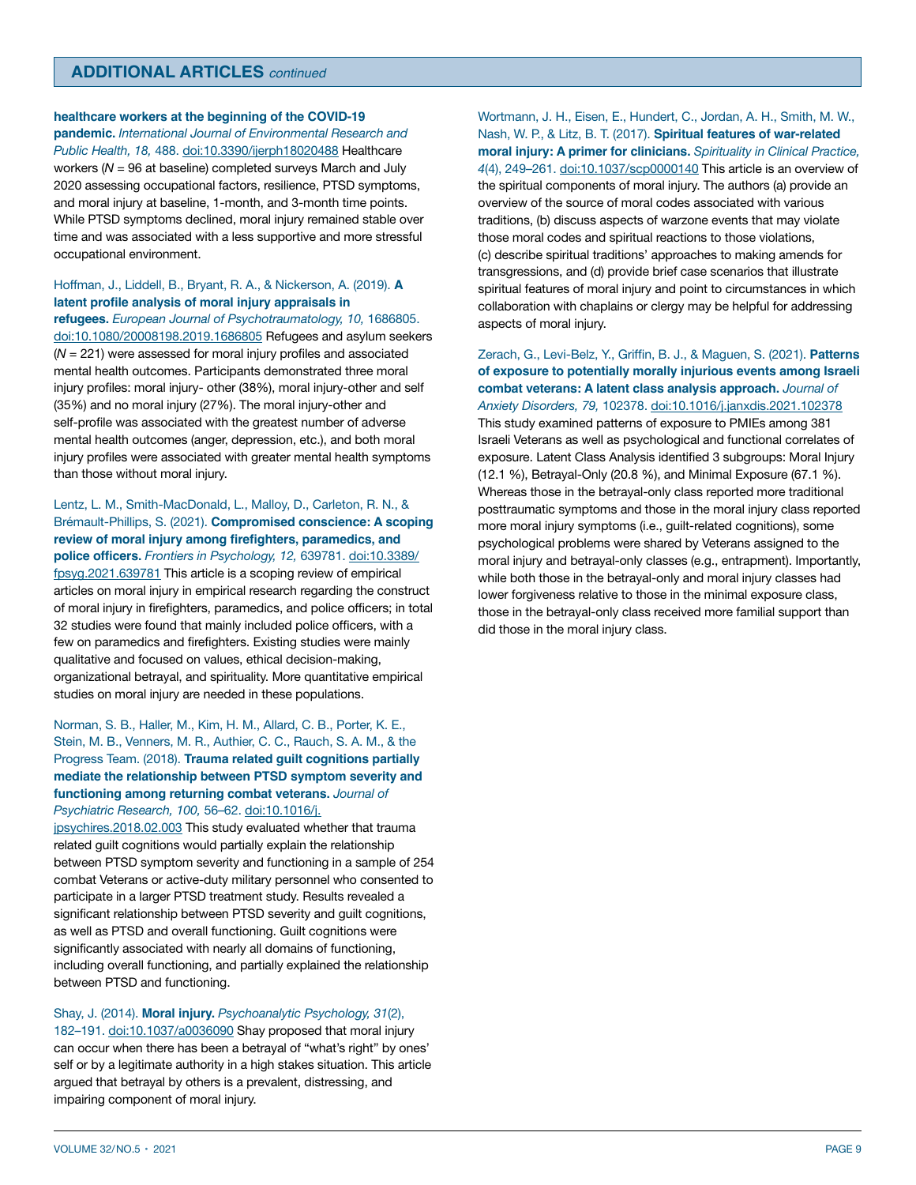## ADDITIONAL ARTICLES *continued*

**healthcare workers at the beginning of the COVID-19 pandemic.** *International Journal of Environmental Research and Public Health, 18,* 488. doi:10.3390/ijerph18020488 Healthcare workers (*N* = 96 at baseline) completed surveys March and July 2020 assessing occupational factors, resilience, PTSD symptoms, and moral injury at baseline, 1-month, and 3-month time points. While PTSD symptoms declined, moral injury remained stable over time and was associated with a less supportive and more stressful occupational environment.

Hoffman, J., Liddell, B., Bryant, R. A., & Nickerson, A. (2019). **A latent profile analysis of moral injury appraisals in refugees.** *European Journal of Psychotraumatology, 10,* 1686805. doi:10.1080/20008198.2019.1686805 Refugees and asylum seekers (*N* = 221) were assessed for moral injury profiles and associated mental health outcomes. Participants demonstrated three moral injury profiles: moral injury- other (38%), moral injury-other and self (35%) and no moral injury (27%). The moral injury-other and self-profile was associated with the greatest number of adverse mental health outcomes (anger, depression, etc.), and both moral injury profiles were associated with greater mental health symptoms than those without moral injury.

Lentz, L. M., Smith-MacDonald, L., Malloy, D., Carleton, R. N., & Brémault-Phillips, S. (2021). **Compromised conscience: A scoping review of moral injury among firefighters, paramedics, and police officers.** *Frontiers in Psychology, 12,* 639781. doi:10.3389/fpsyg.2021.639781 This article is a scoping review of empirical articles on moral injury in empirical research regarding the construct of moral injury in firefighters, paramedics, and police officers; in total 32 studies were found that mainly included police officers, with a few on paramedics and firefighters. Existing studies were mainly qualitative and focused on values, ethical decision-making, organizational betrayal, and spirituality. More quantitative empirical studies on moral injury are needed in these populations.

Norman, S. B., Haller, M., Kim, H. M., Allard, C. B., Porter, K. E., Stein, M. B., Venners, M. R., Authier, C. C., Rauch, S. A. M., & the Progress Team. (2018). **Trauma related guilt cognitions partially mediate the relationship between PTSD symptom severity and functioning among returning combat veterans.** *Journal of Psychiatric Research, 100,* 56–62. doi:10.1016/j.jpsychires.2018.02.003 This study evaluated whether that trauma related guilt cognitions would partially explain the relationship between PTSD symptom severity and functioning in a sample of 254 combat Veterans or active-duty military personnel who consented to participate in a larger PTSD treatment study. Results revealed a significant relationship between PTSD severity and guilt cognitions, as well as PTSD and overall functioning. Guilt cognitions were significantly associated with nearly all domains of functioning, including overall functioning, and partially explained the relationship between PTSD and functioning.

Shay, J. (2014). **Moral injury.** *Psychoanalytic Psychology, 31*(2), 182–191. doi:10.1037/a0036090 Shay proposed that moral injury can occur when there has been a betrayal of "what's right" by ones' self or by a legitimate authority in a high stakes situation. This article argued that betrayal by others is a prevalent, distressing, and impairing component of moral injury.

Wortmann, J. H., Eisen, E., Hundert, C., Jordan, A. H., Smith, M. W., Nash, W. P., & Litz, B. T. (2017). **Spiritual features of war-related moral injury: A primer for clinicians.** *Spirituality in Clinical Practice, 4*(4), 249–261. doi:10.1037/scp0000140 This article is an overview of the spiritual components of moral injury. The authors (a) provide an overview of the source of moral codes associated with various traditions, (b) discuss aspects of warzone events that may violate those moral codes and spiritual reactions to those violations, (c) describe spiritual traditions' approaches to making amends for transgressions, and (d) provide brief case scenarios that illustrate spiritual features of moral injury and point to circumstances in which collaboration with chaplains or clergy may be helpful for addressing aspects of moral injury.

Zerach, G., Levi-Belz, Y., Griffin, B. J., & Maguen, S. (2021). **Patterns of exposure to potentially morally injurious events among Israeli combat veterans: A latent class analysis approach.** *Journal of Anxiety Disorders, 79,* 102378. doi:10.1016/j.janxdis.2021.102378 This study examined patterns of exposure to PMIEs among 381 Israeli Veterans as well as psychological and functional correlates of exposure. Latent Class Analysis identified 3 subgroups: Moral Injury (12.1 %), Betrayal-Only (20.8 %), and Minimal Exposure (67.1 %). Whereas those in the betrayal-only class reported more traditional posttraumatic symptoms and those in the moral injury class reported more moral injury symptoms (i.e., guilt-related cognitions), some psychological problems were shared by Veterans assigned to the moral injury and betrayal-only classes (e.g., entrapment). Importantly, while both those in the betrayal-only and moral injury classes had lower forgiveness relative to those in the minimal exposure class, those in the betrayal-only class received more familial support than did those in the moral injury class.